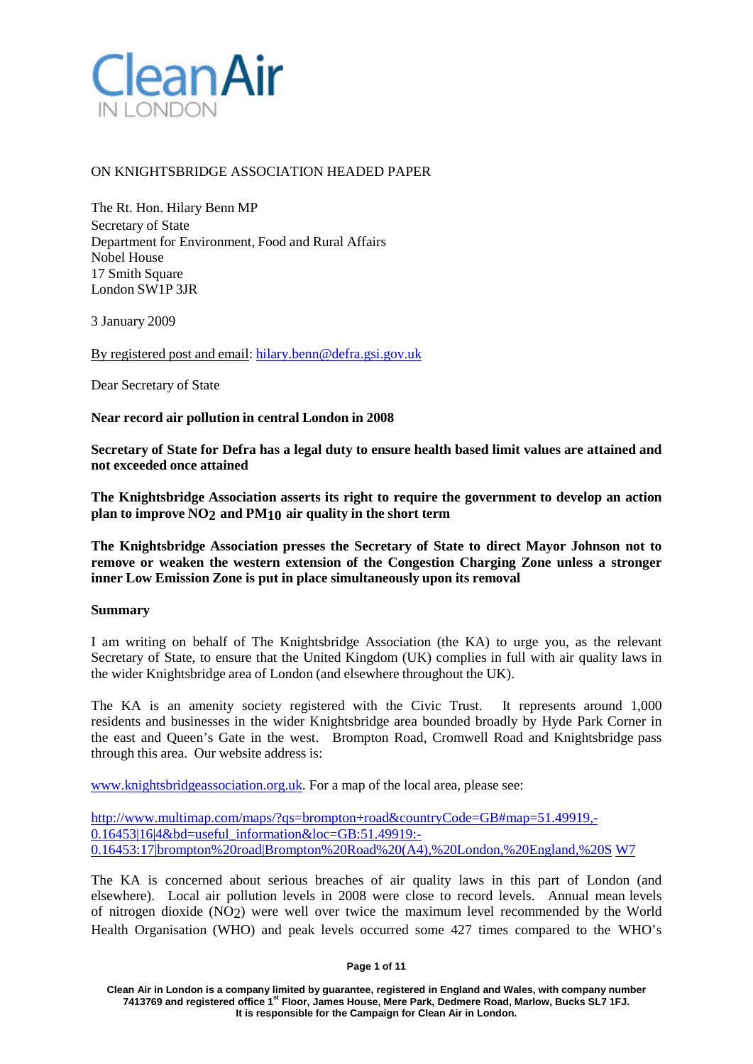# Clean Air IN LONDON

ON KNIGHTSBRIDGE ASSOCIATION HEADED PAPER

The Rt. Hon. Hilary Benn MP
Secretary of State
Department for Environment, Food and Rural Affairs
Nobel House
17 Smith Square
London SW1P 3JR

3 January 2009

By registered post and email: hilary.benn@defra.gsi.gov.uk

Dear Secretary of State

**Near record air pollution in central London in 2008**

**Secretary of State for Defra has a legal duty to ensure health based limit values are attained and not exceeded once attained**

**The Knightsbridge Association asserts its right to require the government to develop an action plan to improve $NO_2$ and $PM_{10}$ air quality in the short term**

**The Knightsbridge Association presses the Secretary of State to direct Mayor Johnson not to remove or weaken the western extension of the Congestion Charging Zone unless a stronger inner Low Emission Zone is put in place simultaneously upon its removal**

**Summary**

I am writing on behalf of The Knightsbridge Association (the KA) to urge you, as the relevant Secretary of State, to ensure that the United Kingdom (UK) complies in full with air quality laws in the wider Knightsbridge area of London (and elsewhere throughout the UK).

The KA is an amenity society registered with the Civic Trust. It represents around 1,000 residents and businesses in the wider Knightsbridge area bounded broadly by Hyde Park Corner in the east and Queen's Gate in the west. Brompton Road, Cromwell Road and Knightsbridge pass through this area. Our website address is:

www.knightsbridgeassociation.org.uk. For a map of the local area, please see:

http://www.multimap.com/maps/?qs=brompton+road&countryCode=GB#map=51.49919,-0.16453|16|4&bd=useful_information&loc=GB:51.49919:-0.16453:17|brompton%20road|Brompton%20Road%20(A4),%20London,%20England,%20S W7

The KA is concerned about serious breaches of air quality laws in this part of London (and elsewhere). Local air pollution levels in 2008 were close to record levels. Annual mean levels of nitrogen dioxide ($NO_2$) were well over twice the maximum level recommended by the World Health Organisation (WHO) and peak levels occurred some 427 times compared to the WHO's

Clean Air in London is a company limited by guarantee, registered in England and Wales, with company number 7413769 and registered office 1st Floor, James House, Mere Park, Dedmere Road, Marlow, Bucks SL7 1FJ. It is responsible for the Campaign for Clean Air in London.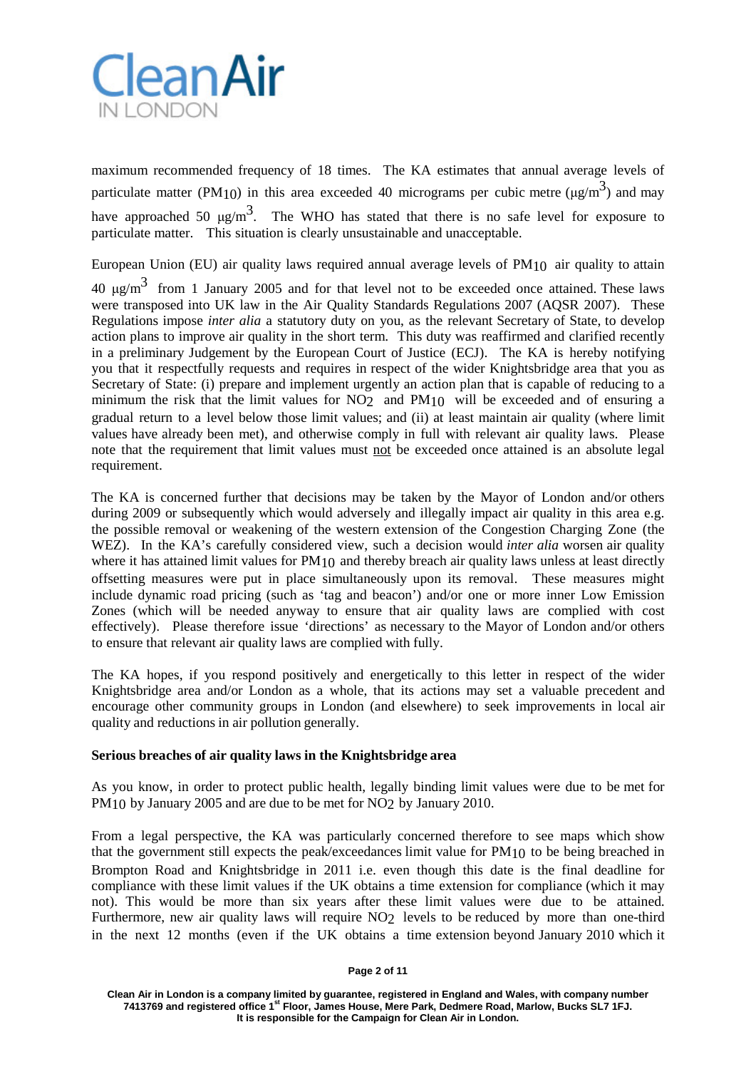maximum recommended frequency of 18 times. The KA estimates that annual average levels of particulate matter ($PM_{10}$) in this area exceeded 40 micrograms per cubic metre ($\mu g/m^3$) and may have approached 50 $\mu g/m^3$. The WHO has stated that there is no safe level for exposure to particulate matter. This situation is clearly unsustainable and unacceptable.

European Union (EU) air quality laws required annual average levels of $PM_{10}$ air quality to attain 40 $\mu g/m^3$ from 1 January 2005 and for that level not to be exceeded once attained. These laws were transposed into UK law in the Air Quality Standards Regulations 2007 (AQSR 2007). These Regulations impose *inter alia* a statutory duty on you, as the relevant Secretary of State, to develop action plans to improve air quality in the short term. This duty was reaffirmed and clarified recently in a preliminary Judgement by the European Court of Justice (ECJ). The KA is hereby notifying you that it respectfully requests and requires in respect of the wider Knightsbridge area that you as Secretary of State: (i) prepare and implement urgently an action plan that is capable of reducing to a minimum the risk that the limit values for $NO_2$ and $PM_{10}$ will be exceeded and of ensuring a gradual return to a level below those limit values; and (ii) at least maintain air quality (where limit values have already been met), and otherwise comply in full with relevant air quality laws. Please note that the requirement that limit values must not be exceeded once attained is an absolute legal requirement.

The KA is concerned further that decisions may be taken by the Mayor of London and/or others during 2009 or subsequently which would adversely and illegally impact air quality in this area e.g. the possible removal or weakening of the western extension of the Congestion Charging Zone (the WEZ). In the KA's carefully considered view, such a decision would *inter alia* worsen air quality where it has attained limit values for $PM_{10}$ and thereby breach air quality laws unless at least directly offsetting measures were put in place simultaneously upon its removal. These measures might include dynamic road pricing (such as 'tag and beacon') and/or one or more inner Low Emission Zones (which will be needed anyway to ensure that air quality laws are complied with cost effectively). Please therefore issue 'directions' as necessary to the Mayor of London and/or others to ensure that relevant air quality laws are complied with fully.

The KA hopes, if you respond positively and energetically to this letter in respect of the wider Knightsbridge area and/or London as a whole, that its actions may set a valuable precedent and encourage other community groups in London (and elsewhere) to seek improvements in local air quality and reductions in air pollution generally.

**Serious breaches of air quality laws in the Knightsbridge area**

As you know, in order to protect public health, legally binding limit values were due to be met for $PM_{10}$ by January 2005 and are due to be met for $NO_2$ by January 2010.

From a legal perspective, the KA was particularly concerned therefore to see maps which show that the government still expects the peak/exceedances limit value for $PM_{10}$ to be being breached in Brompton Road and Knightsbridge in 2011 i.e. even though this date is the final deadline for compliance with these limit values if the UK obtains a time extension for compliance (which it may not). This would be more than six years after these limit values were due to be attained. Furthermore, new air quality laws will require $NO_2$ levels to be reduced by more than one-third in the next 12 months (even if the UK obtains a time extension beyond January 2010 which it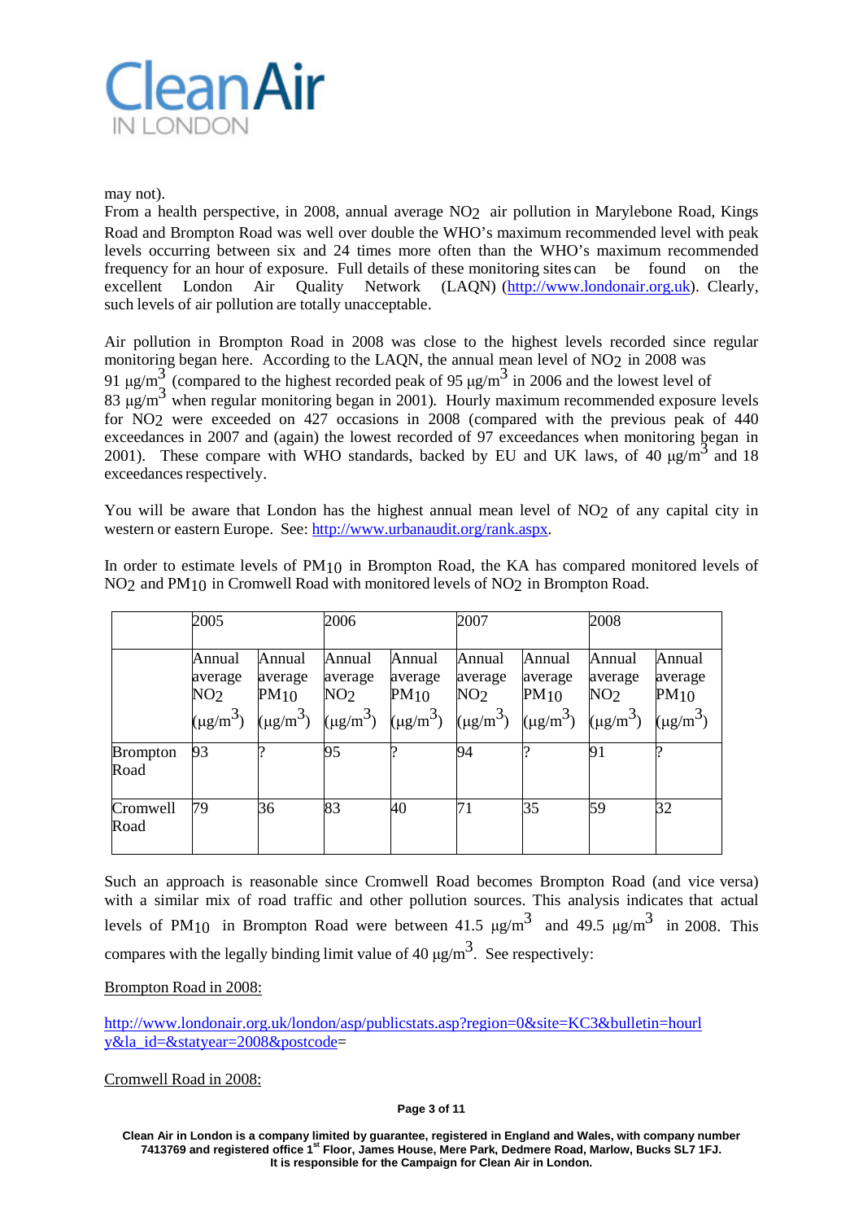may not).
From a health perspective, in 2008, annual average $NO_2$ air pollution in Marylebone Road, Kings Road and Brompton Road was well over double the WHO's maximum recommended level with peak levels occurring between six and 24 times more often than the WHO's maximum recommended frequency for an hour of exposure. Full details of these monitoring sites can be found on the excellent London Air Quality Network (LAQN) (http://www.londonair.org.uk). Clearly, such levels of air pollution are totally unacceptable.

Air pollution in Brompton Road in 2008 was close to the highest levels recorded since regular monitoring began here. According to the LAQN, the annual mean level of $NO_2$ in 2008 was 91 $\mu g/m^3$ (compared to the highest recorded peak of 95 $\mu g/m^3$ in 2006 and the lowest level of 83 $\mu g/m^3$ when regular monitoring began in 2001). Hourly maximum recommended exposure levels for $NO_2$ were exceeded on 427 occasions in 2008 (compared with the previous peak of 440 exceedances in 2007 and (again) the lowest recorded of 97 exceedances when monitoring began in 2001). These compare with WHO standards, backed by EU and UK laws, of 40 $\mu g/m^3$ and 18 exceedances respectively.

You will be aware that London has the highest annual mean level of $NO_2$ of any capital city in western or eastern Europe. See: http://www.urbanaudit.org/rank.aspx.

In order to estimate levels of $PM_{10}$ in Brompton Road, the KA has compared monitored levels of $NO_2$ and $PM_{10}$ in Cromwell Road with monitored levels of $NO_2$ in Brompton Road.

| | 2005 | | 2006 | | 2007 | | 2008 | |
|---|---|---|---|---|---|---|---|---|
| | Annual average $NO_2$ ($\mu g/m^3$) | Annual average $PM_{10}$ ($\mu g/m^3$) | Annual average $NO_2$ ($\mu g/m^3$) | Annual average $PM_{10}$ ($\mu g/m^3$) | Annual average $NO_2$ ($\mu g/m^3$) | Annual average $PM_{10}$ ($\mu g/m^3$) | Annual average $NO_2$ ($\mu g/m^3$) | Annual average $PM_{10}$ ($\mu g/m^3$) |
| Brompton Road | 93 | ? | 95 | ? | 94 | ? | 91 | ? |
| Cromwell Road | 79 | 36 | 83 | 40 | 71 | 35 | 59 | 32 |

Such an approach is reasonable since Cromwell Road becomes Brompton Road (and vice versa) with a similar mix of road traffic and other pollution sources. This analysis indicates that actual levels of $PM_{10}$ in Brompton Road were between 41.5 $\mu g/m^3$ and 49.5 $\mu g/m^3$ in 2008. This compares with the legally binding limit value of 40 $\mu g/m^3$. See respectively:

<u>Brompton Road in 2008:</u>

http://www.londonair.org.uk/london/asp/publicstats.asp?region=0&site=KC3&bulletin=hourly&la_id=&statyear=2008&postcode=

<u>Cromwell Road in 2008:</u>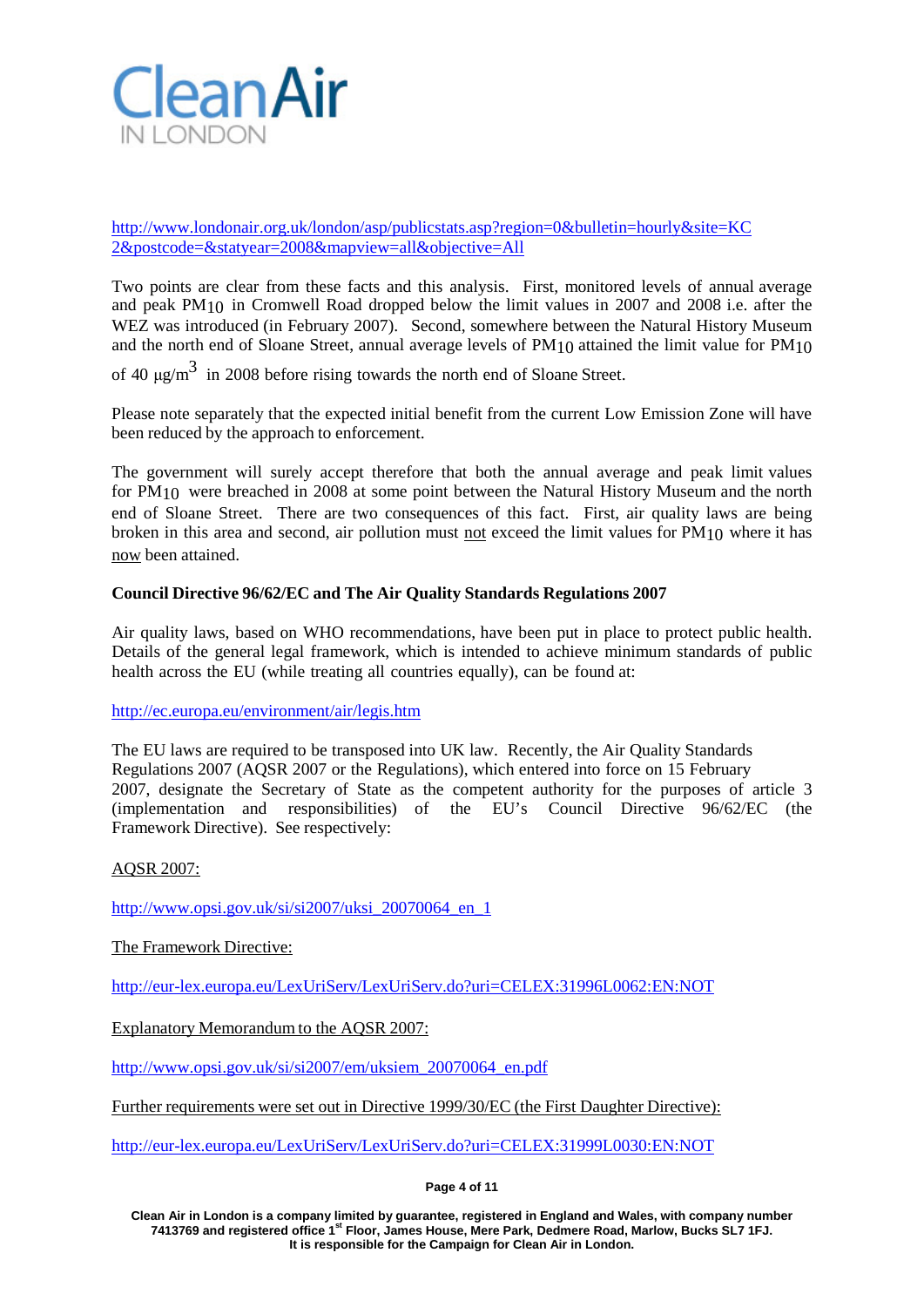http://www.londonair.org.uk/london/asp/publicstats.asp?region=0&bulletin=hourly&site=KC2&postcode=&statyear=2008&mapview=all&objective=All

Two points are clear from these facts and this analysis. First, monitored levels of annual average and peak $PM_{10}$ in Cromwell Road dropped below the limit values in 2007 and 2008 i.e. after the WEZ was introduced (in February 2007). Second, somewhere between the Natural History Museum and the north end of Sloane Street, annual average levels of $PM_{10}$ attained the limit value for $PM_{10}$ of 40 $\mu g/m^3$ in 2008 before rising towards the north end of Sloane Street.

Please note separately that the expected initial benefit from the current Low Emission Zone will have been reduced by the approach to enforcement.

The government will surely accept therefore that both the annual average and peak limit values for $PM_{10}$ were breached in 2008 at some point between the Natural History Museum and the north end of Sloane Street. There are two consequences of this fact. First, air quality laws are being broken in this area and second, air pollution must not exceed the limit values for $PM_{10}$ where it has now been attained.

**Council Directive 96/62/EC and The Air Quality Standards Regulations 2007**

Air quality laws, based on WHO recommendations, have been put in place to protect public health. Details of the general legal framework, which is intended to achieve minimum standards of public health across the EU (while treating all countries equally), can be found at:

http://ec.europa.eu/environment/air/legis.htm

The EU laws are required to be transposed into UK law. Recently, the Air Quality Standards Regulations 2007 (AQSR 2007 or the Regulations), which entered into force on 15 February 2007, designate the Secretary of State as the competent authority for the purposes of article 3 (implementation and responsibilities) of the EU's Council Directive 96/62/EC (the Framework Directive). See respectively:

AQSR 2007:

http://www.opsi.gov.uk/si/si2007/uksi_20070064_en_1

The Framework Directive:

http://eur-lex.europa.eu/LexUriServ/LexUriServ.do?uri=CELEX:31996L0062:EN:NOT

Explanatory Memorandum to the AQSR 2007:

http://www.opsi.gov.uk/si/si2007/em/uksiem_20070064_en.pdf

Further requirements were set out in Directive 1999/30/EC (the First Daughter Directive):

http://eur-lex.europa.eu/LexUriServ/LexUriServ.do?uri=CELEX:31999L0030:EN:NOT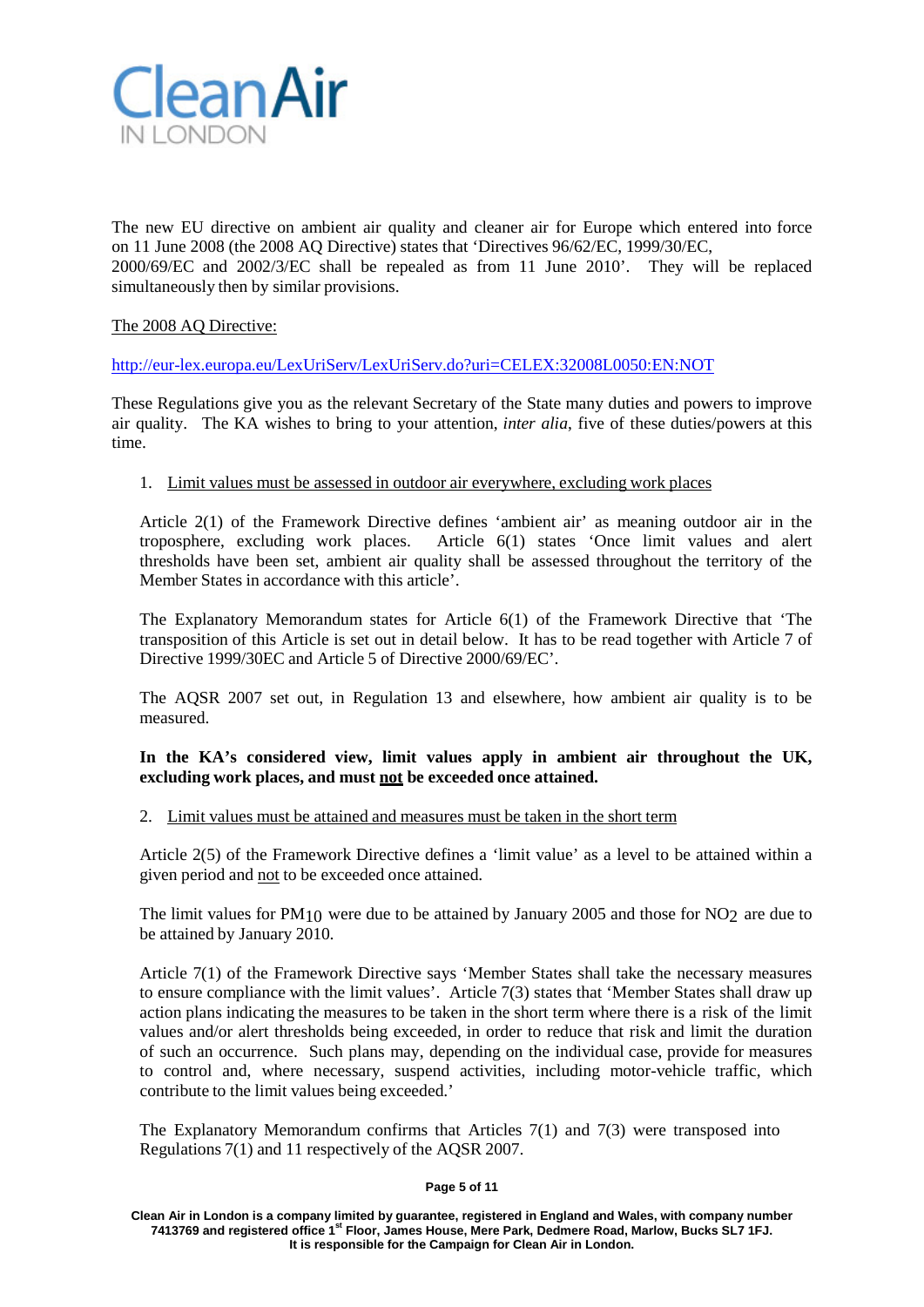The new EU directive on ambient air quality and cleaner air for Europe which entered into force on 11 June 2008 (the 2008 AQ Directive) states that 'Directives 96/62/EC, 1999/30/EC, 2000/69/EC and 2002/3/EC shall be repealed as from 11 June 2010'. They will be replaced simultaneously then by similar provisions.

The 2008 AQ Directive:

http://eur-lex.europa.eu/LexUriServ/LexUriServ.do?uri=CELEX:32008L0050:EN:NOT

These Regulations give you as the relevant Secretary of the State many duties and powers to improve air quality. The KA wishes to bring to your attention, *inter alia*, five of these duties/powers at this time.

1. Limit values must be assessed in outdoor air everywhere, excluding work places

   Article 2(1) of the Framework Directive defines 'ambient air' as meaning outdoor air in the troposphere, excluding work places. Article 6(1) states 'Once limit values and alert thresholds have been set, ambient air quality shall be assessed throughout the territory of the Member States in accordance with this article'.

   The Explanatory Memorandum states for Article 6(1) of the Framework Directive that 'The transposition of this Article is set out in detail below. It has to be read together with Article 7 of Directive 1999/30EC and Article 5 of Directive 2000/69/EC'.

   The AQSR 2007 set out, in Regulation 13 and elsewhere, how ambient air quality is to be measured.

   **In the KA's considered view, limit values apply in ambient air throughout the UK, excluding work places, and must not be exceeded once attained.**

2. Limit values must be attained and measures must be taken in the short term

   Article 2(5) of the Framework Directive defines a 'limit value' as a level to be attained within a given period and not to be exceeded once attained.

   The limit values for $PM_{10}$ were due to be attained by January 2005 and those for $NO_2$ are due to be attained by January 2010.

   Article 7(1) of the Framework Directive says 'Member States shall take the necessary measures to ensure compliance with the limit values'. Article 7(3) states that 'Member States shall draw up action plans indicating the measures to be taken in the short term where there is a risk of the limit values and/or alert thresholds being exceeded, in order to reduce that risk and limit the duration of such an occurrence. Such plans may, depending on the individual case, provide for measures to control and, where necessary, suspend activities, including motor-vehicle traffic, which contribute to the limit values being exceeded.'

   The Explanatory Memorandum confirms that Articles 7(1) and 7(3) were transposed into Regulations 7(1) and 11 respectively of the AQSR 2007.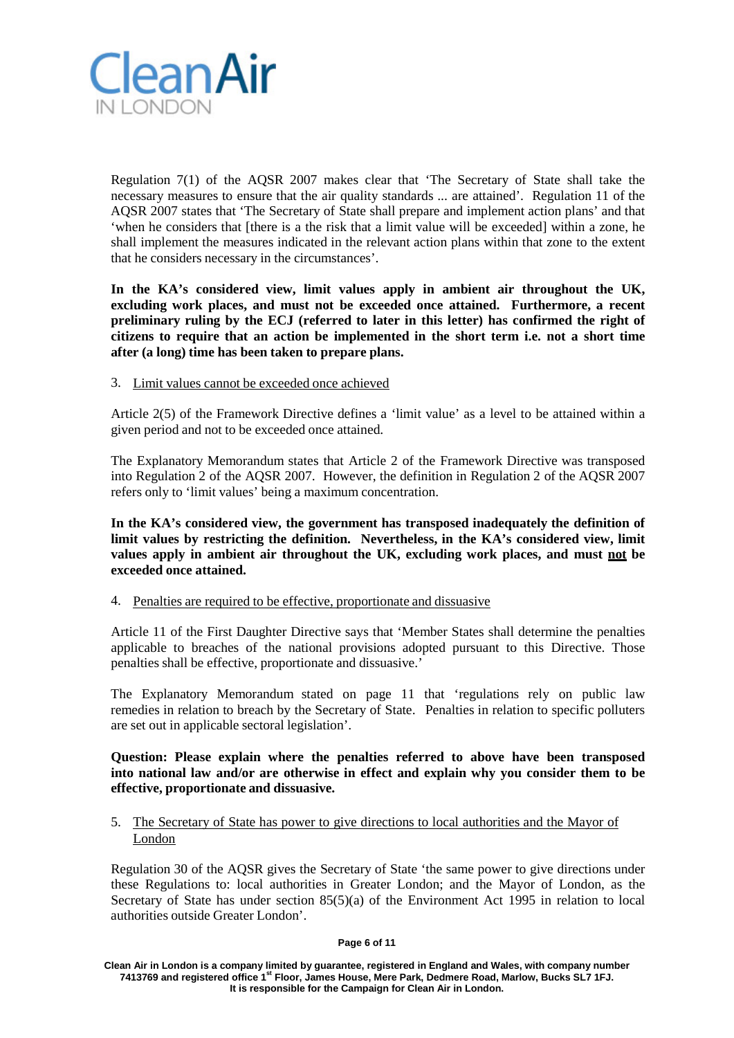Regulation 7(1) of the AQSR 2007 makes clear that 'The Secretary of State shall take the necessary measures to ensure that the air quality standards ... are attained'. Regulation 11 of the AQSR 2007 states that 'The Secretary of State shall prepare and implement action plans' and that 'when he considers that [there is a the risk that a limit value will be exceeded] within a zone, he shall implement the measures indicated in the relevant action plans within that zone to the extent that he considers necessary in the circumstances'.

**In the KA's considered view, limit values apply in ambient air throughout the UK, excluding work places, and must not be exceeded once attained. Furthermore, a recent preliminary ruling by the ECJ (referred to later in this letter) has confirmed the right of citizens to require that an action be implemented in the short term i.e. not a short time after (a long) time has been taken to prepare plans.**

3. <u>Limit values cannot be exceeded once achieved</u>

Article 2(5) of the Framework Directive defines a 'limit value' as a level to be attained within a given period and not to be exceeded once attained.

The Explanatory Memorandum states that Article 2 of the Framework Directive was transposed into Regulation 2 of the AQSR 2007. However, the definition in Regulation 2 of the AQSR 2007 refers only to 'limit values' being a maximum concentration.

**In the KA's considered view, the government has transposed inadequately the definition of limit values by restricting the definition. Nevertheless, in the KA's considered view, limit values apply in ambient air throughout the UK, excluding work places, and must <u>not</u> be exceeded once attained.**

4. <u>Penalties are required to be effective, proportionate and dissuasive</u>

Article 11 of the First Daughter Directive says that 'Member States shall determine the penalties applicable to breaches of the national provisions adopted pursuant to this Directive. Those penalties shall be effective, proportionate and dissuasive.'

The Explanatory Memorandum stated on page 11 that 'regulations rely on public law remedies in relation to breach by the Secretary of State. Penalties in relation to specific polluters are set out in applicable sectoral legislation'.

**Question: Please explain where the penalties referred to above have been transposed into national law and/or are otherwise in effect and explain why you consider them to be effective, proportionate and dissuasive.**

5. <u>The Secretary of State has power to give directions to local authorities and the Mayor of London</u>

Regulation 30 of the AQSR gives the Secretary of State 'the same power to give directions under these Regulations to: local authorities in Greater London; and the Mayor of London, as the Secretary of State has under section 85(5)(a) of the Environment Act 1995 in relation to local authorities outside Greater London'.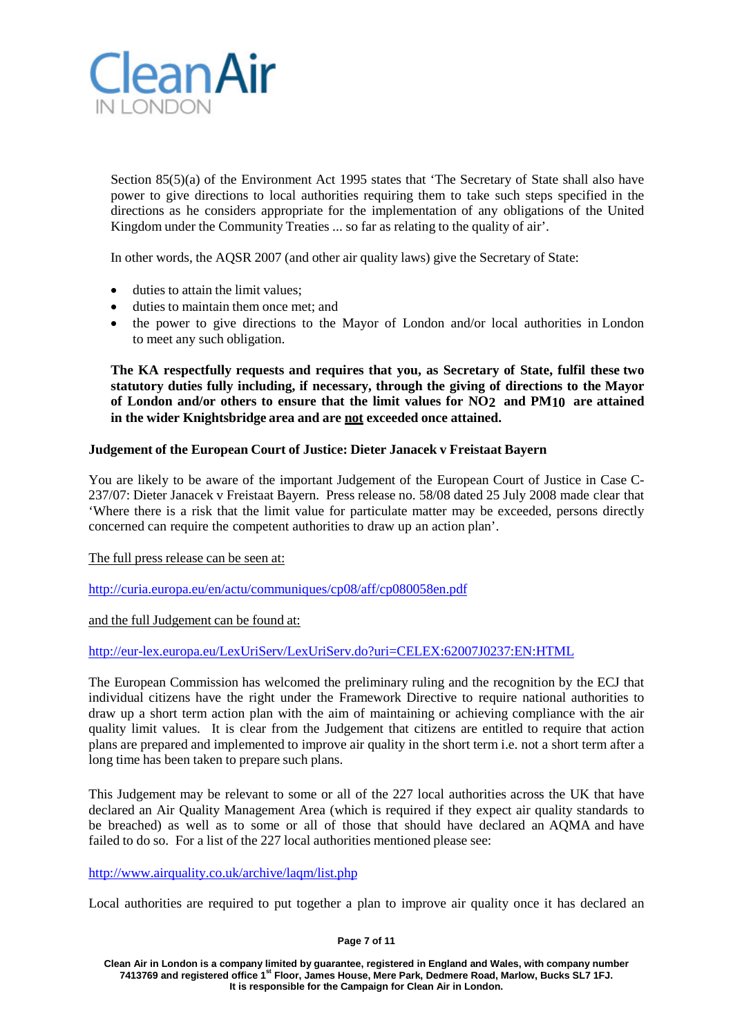Section 85(5)(a) of the Environment Act 1995 states that 'The Secretary of State shall also have power to give directions to local authorities requiring them to take such steps specified in the directions as he considers appropriate for the implementation of any obligations of the United Kingdom under the Community Treaties ... so far as relating to the quality of air'.

In other words, the AQSR 2007 (and other air quality laws) give the Secretary of State:

- duties to attain the limit values;
- duties to maintain them once met; and
- the power to give directions to the Mayor of London and/or local authorities in London to meet any such obligation.

**The KA respectfully requests and requires that you, as Secretary of State, fulfil these two statutory duties fully including, if necessary, through the giving of directions to the Mayor of London and/or others to ensure that the limit values for $NO_2$ and $PM_{10}$ are attained in the wider Knightsbridge area and are <u>not</u> exceeded once attained.**

**Judgement of the European Court of Justice: Dieter Janacek v Freistaat Bayern**

You are likely to be aware of the important Judgement of the European Court of Justice in Case C-237/07: Dieter Janacek v Freistaat Bayern. Press release no. 58/08 dated 25 July 2008 made clear that 'Where there is a risk that the limit value for particulate matter may be exceeded, persons directly concerned can require the competent authorities to draw up an action plan'.

<u>The full press release can be seen at:</u>

http://curia.europa.eu/en/actu/communiques/cp08/aff/cp080058en.pdf

<u>and the full Judgement can be found at:</u>

http://eur-lex.europa.eu/LexUriServ/LexUriServ.do?uri=CELEX:62007J0237:EN:HTML

The European Commission has welcomed the preliminary ruling and the recognition by the ECJ that individual citizens have the right under the Framework Directive to require national authorities to draw up a short term action plan with the aim of maintaining or achieving compliance with the air quality limit values. It is clear from the Judgement that citizens are entitled to require that action plans are prepared and implemented to improve air quality in the short term i.e. not a short term after a long time has been taken to prepare such plans.

This Judgement may be relevant to some or all of the 227 local authorities across the UK that have declared an Air Quality Management Area (which is required if they expect air quality standards to be breached) as well as to some or all of those that should have declared an AQMA and have failed to do so. For a list of the 227 local authorities mentioned please see:

http://www.airquality.co.uk/archive/laqm/list.php

Local authorities are required to put together a plan to improve air quality once it has declared an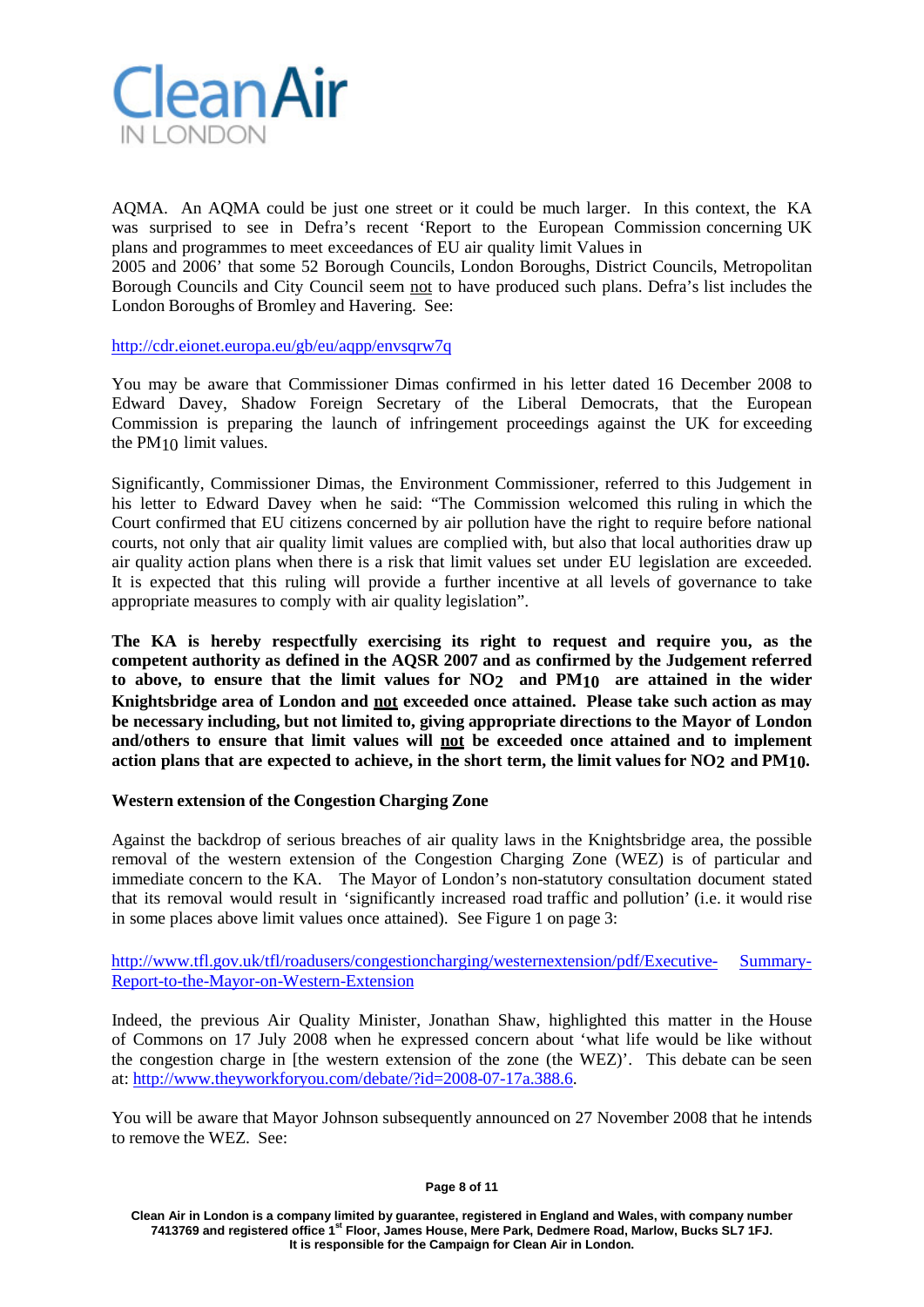AQMA. An AQMA could be just one street or it could be much larger. In this context, the KA was surprised to see in Defra's recent 'Report to the European Commission concerning UK plans and programmes to meet exceedances of EU air quality limit Values in 2005 and 2006' that some 52 Borough Councils, London Boroughs, District Councils, Metropolitan Borough Councils and City Council seem not to have produced such plans. Defra's list includes the London Boroughs of Bromley and Havering. See:

http://cdr.eionet.europa.eu/gb/eu/aqpp/envsqrw7q

You may be aware that Commissioner Dimas confirmed in his letter dated 16 December 2008 to Edward Davey, Shadow Foreign Secretary of the Liberal Democrats, that the European Commission is preparing the launch of infringement proceedings against the UK for exceeding the $PM_{10}$ limit values.

Significantly, Commissioner Dimas, the Environment Commissioner, referred to this Judgement in his letter to Edward Davey when he said: "The Commission welcomed this ruling in which the Court confirmed that EU citizens concerned by air pollution have the right to require before national courts, not only that air quality limit values are complied with, but also that local authorities draw up air quality action plans when there is a risk that limit values set under EU legislation are exceeded. It is expected that this ruling will provide a further incentive at all levels of governance to take appropriate measures to comply with air quality legislation".

**The KA is hereby respectfully exercising its right to request and require you, as the competent authority as defined in the AQSR 2007 and as confirmed by the Judgement referred to above, to ensure that the limit values for $NO_2$ and $PM_{10}$ are attained in the wider Knightsbridge area of London and not exceeded once attained. Please take such action as may be necessary including, but not limited to, giving appropriate directions to the Mayor of London and/others to ensure that limit values will not be exceeded once attained and to implement action plans that are expected to achieve, in the short term, the limit values for $NO_2$ and $PM_{10}$.**

**Western extension of the Congestion Charging Zone**

Against the backdrop of serious breaches of air quality laws in the Knightsbridge area, the possible removal of the western extension of the Congestion Charging Zone (WEZ) is of particular and immediate concern to the KA. The Mayor of London's non-statutory consultation document stated that its removal would result in 'significantly increased road traffic and pollution' (i.e. it would rise in some places above limit values once attained). See Figure 1 on page 3:

http://www.tfl.gov.uk/tfl/roadusers/congestioncharging/westernextension/pdf/Executive-Summary-Report-to-the-Mayor-on-Western-Extension

Indeed, the previous Air Quality Minister, Jonathan Shaw, highlighted this matter in the House of Commons on 17 July 2008 when he expressed concern about 'what life would be like without the congestion charge in [the western extension of the zone (the WEZ)'. This debate can be seen at: http://www.theyworkforyou.com/debate/?id=2008-07-17a.388.6.

You will be aware that Mayor Johnson subsequently announced on 27 November 2008 that he intends to remove the WEZ. See: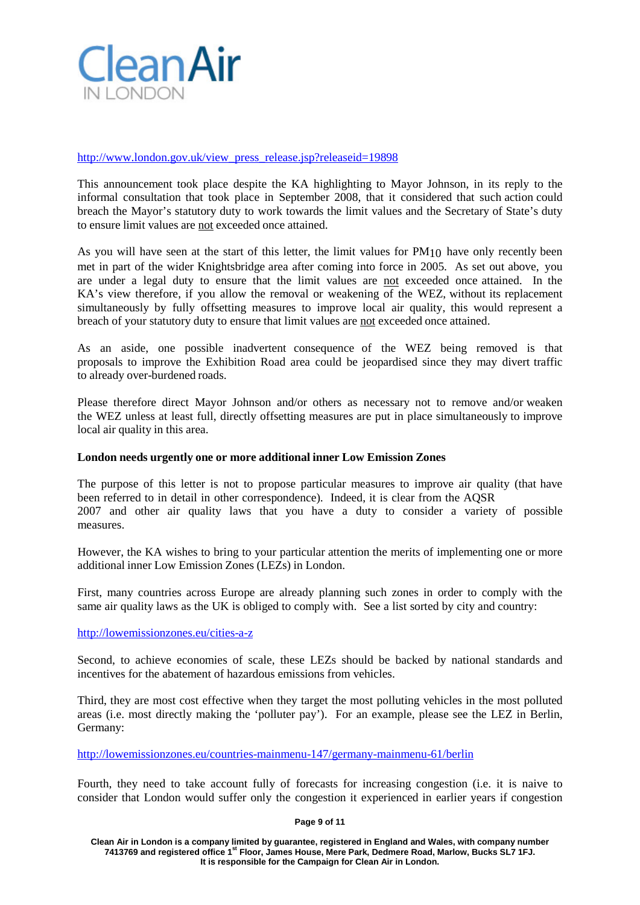http://www.london.gov.uk/view_press_release.jsp?releaseid=19898

This announcement took place despite the KA highlighting to Mayor Johnson, in its reply to the informal consultation that took place in September 2008, that it considered that such action could breach the Mayor's statutory duty to work towards the limit values and the Secretary of State's duty to ensure limit values are not exceeded once attained.

As you will have seen at the start of this letter, the limit values for $PM_{10}$ have only recently been met in part of the wider Knightsbridge area after coming into force in 2005. As set out above, you are under a legal duty to ensure that the limit values are not exceeded once attained. In the KA's view therefore, if you allow the removal or weakening of the WEZ, without its replacement simultaneously by fully offsetting measures to improve local air quality, this would represent a breach of your statutory duty to ensure that limit values are not exceeded once attained.

As an aside, one possible inadvertent consequence of the WEZ being removed is that proposals to improve the Exhibition Road area could be jeopardised since they may divert traffic to already over-burdened roads.

Please therefore direct Mayor Johnson and/or others as necessary not to remove and/or weaken the WEZ unless at least full, directly offsetting measures are put in place simultaneously to improve local air quality in this area.

**London needs urgently one or more additional inner Low Emission Zones**

The purpose of this letter is not to propose particular measures to improve air quality (that have been referred to in detail in other correspondence). Indeed, it is clear from the AQSR 2007 and other air quality laws that you have a duty to consider a variety of possible measures.

However, the KA wishes to bring to your particular attention the merits of implementing one or more additional inner Low Emission Zones (LEZs) in London.

First, many countries across Europe are already planning such zones in order to comply with the same air quality laws as the UK is obliged to comply with. See a list sorted by city and country:

http://lowemissionzones.eu/cities-a-z

Second, to achieve economies of scale, these LEZs should be backed by national standards and incentives for the abatement of hazardous emissions from vehicles.

Third, they are most cost effective when they target the most polluting vehicles in the most polluted areas (i.e. most directly making the 'polluter pay'). For an example, please see the LEZ in Berlin, Germany:

http://lowemissionzones.eu/countries-mainmenu-147/germany-mainmenu-61/berlin

Fourth, they need to take account fully of forecasts for increasing congestion (i.e. it is naive to consider that London would suffer only the congestion it experienced in earlier years if congestion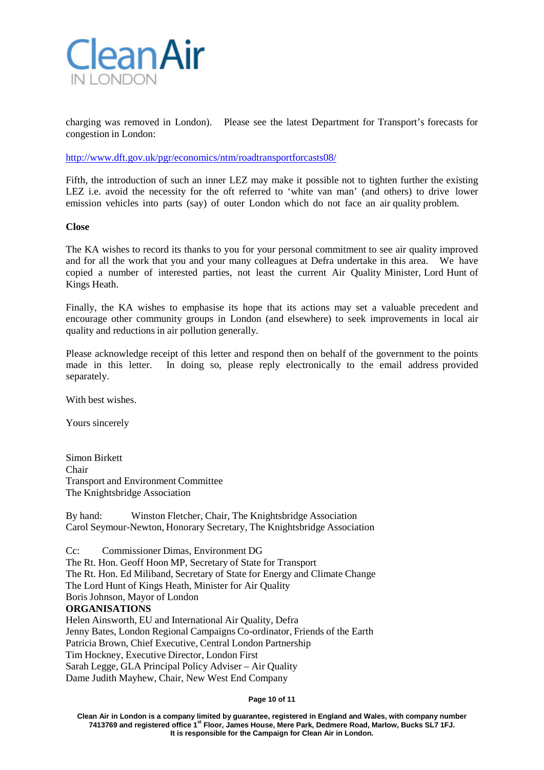charging was removed in London). Please see the latest Department for Transport's forecasts for congestion in London:

http://www.dft.gov.uk/pgr/economics/ntm/roadtransportforcasts08/

Fifth, the introduction of such an inner LEZ may make it possible not to tighten further the existing LEZ i.e. avoid the necessity for the oft referred to 'white van man' (and others) to drive lower emission vehicles into parts (say) of outer London which do not face an air quality problem.

**Close**

The KA wishes to record its thanks to you for your personal commitment to see air quality improved and for all the work that you and your many colleagues at Defra undertake in this area. We have copied a number of interested parties, not least the current Air Quality Minister, Lord Hunt of Kings Heath.

Finally, the KA wishes to emphasise its hope that its actions may set a valuable precedent and encourage other community groups in London (and elsewhere) to seek improvements in local air quality and reductions in air pollution generally.

Please acknowledge receipt of this letter and respond then on behalf of the government to the points made in this letter. In doing so, please reply electronically to the email address provided separately.

With best wishes.

Yours sincerely

Simon Birkett
Chair
Transport and Environment Committee
The Knightsbridge Association

By hand: Winston Fletcher, Chair, The Knightsbridge Association
Carol Seymour-Newton, Honorary Secretary, The Knightsbridge Association

Cc: Commissioner Dimas, Environment DG
The Rt. Hon. Geoff Hoon MP, Secretary of State for Transport
The Rt. Hon. Ed Miliband, Secretary of State for Energy and Climate Change
The Lord Hunt of Kings Heath, Minister for Air Quality
Boris Johnson, Mayor of London

**ORGANISATIONS**

Helen Ainsworth, EU and International Air Quality, Defra
Jenny Bates, London Regional Campaigns Co-ordinator, Friends of the Earth
Patricia Brown, Chief Executive, Central London Partnership
Tim Hockney, Executive Director, London First
Sarah Legge, GLA Principal Policy Adviser – Air Quality
Dame Judith Mayhew, Chair, New West End Company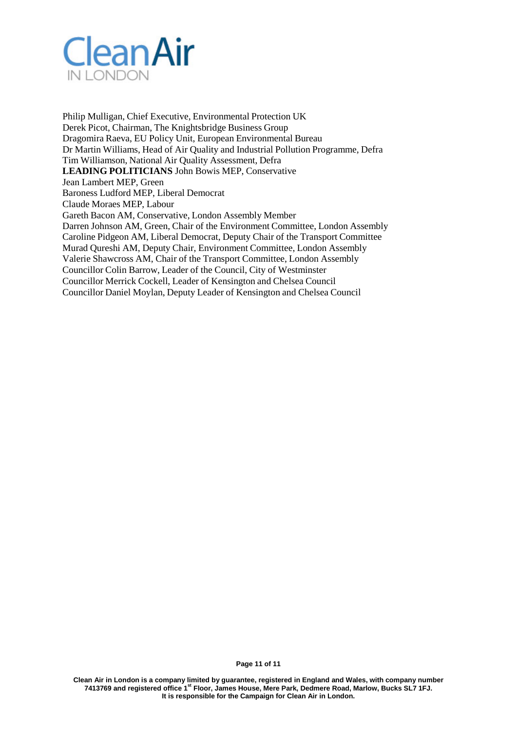Clean Air IN LONDON

Philip Mulligan, Chief Executive, Environmental Protection UK
Derek Picot, Chairman, The Knightsbridge Business Group
Dragomira Raeva, EU Policy Unit, European Environmental Bureau
Dr Martin Williams, Head of Air Quality and Industrial Pollution Programme, Defra
Tim Williamson, National Air Quality Assessment, Defra
**LEADING POLITICIANS** John Bowis MEP, Conservative
Jean Lambert MEP, Green
Baroness Ludford MEP, Liberal Democrat
Claude Moraes MEP, Labour
Gareth Bacon AM, Conservative, London Assembly Member
Darren Johnson AM, Green, Chair of the Environment Committee, London Assembly
Caroline Pidgeon AM, Liberal Democrat, Deputy Chair of the Transport Committee
Murad Qureshi AM, Deputy Chair, Environment Committee, London Assembly
Valerie Shawcross AM, Chair of the Transport Committee, London Assembly
Councillor Colin Barrow, Leader of the Council, City of Westminster
Councillor Merrick Cockell, Leader of Kensington and Chelsea Council
Councillor Daniel Moylan, Deputy Leader of Kensington and Chelsea Council

**Clean Air in London is a company limited by guarantee, registered in England and Wales, with company number 7413769 and registered office 1st Floor, James House, Mere Park, Dedmere Road, Marlow, Bucks SL7 1FJ. It is responsible for the Campaign for Clean Air in London.**